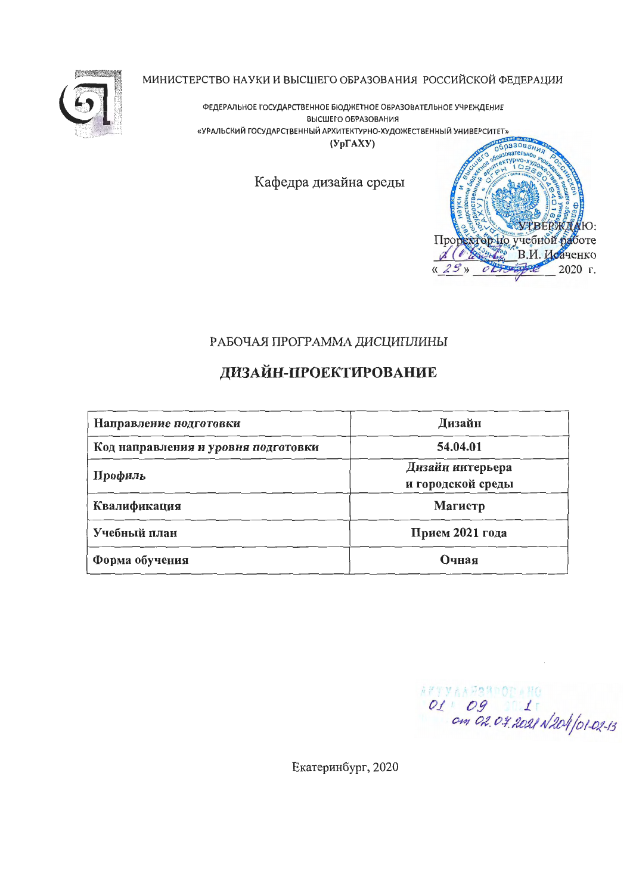МИНИСТЕРСТВО НАУКИ И ВЫСШЕГО ОБРАЗОВАНИЯ РОССИЙСКОЙ ФЕДЕРАЦИИ

ФЕДЕРАЛЬНОЕ ГОСУДАРСТВЕННОЕ БЮДЖЕТНОЕ ОБРАЗОВАТЕЛЬНОЕ УЧРЕЖДЕНИЕ
ВЫСШЕГО ОБРАЗОВАНИЯ
«УРАЛЬСКИЙ ГОСУДАРСТВЕННЫЙ АРХИТЕКТУРНО-ХУДОЖЕСТВЕННЫЙ УНИВЕРСИТЕТ»
(УрГАХУ)

Кафедра дизайна среды

УТВЕРЖДАЮ:
Проректор по учебной работе
_________ В.И. Исаченко
«_25_» _октября_ 2020 г.

РАБОЧАЯ ПРОГРАММА ДИСЦИПЛИНЫ

# ДИЗАЙН-ПРОЕКТИРОВАНИЕ

| | |
|---|---|
| ***Направление подготовки*** | **Дизайн** |
| ***Код направления и уровня подготовки*** | **54.04.01** |
| ***Профиль*** | ***Дизайн интерьера*** **и городской среды** |
| **Квалификация** | **Магистр** |
| **Учебный план** | **Прием 2021 года** |
| **Форма обучения** | **Очная** |

АКТУАЛИЗИРОВАНО
01.09.2021 г.
от 02.07.2021 N204/01-02-13

Екатеринбург, 2020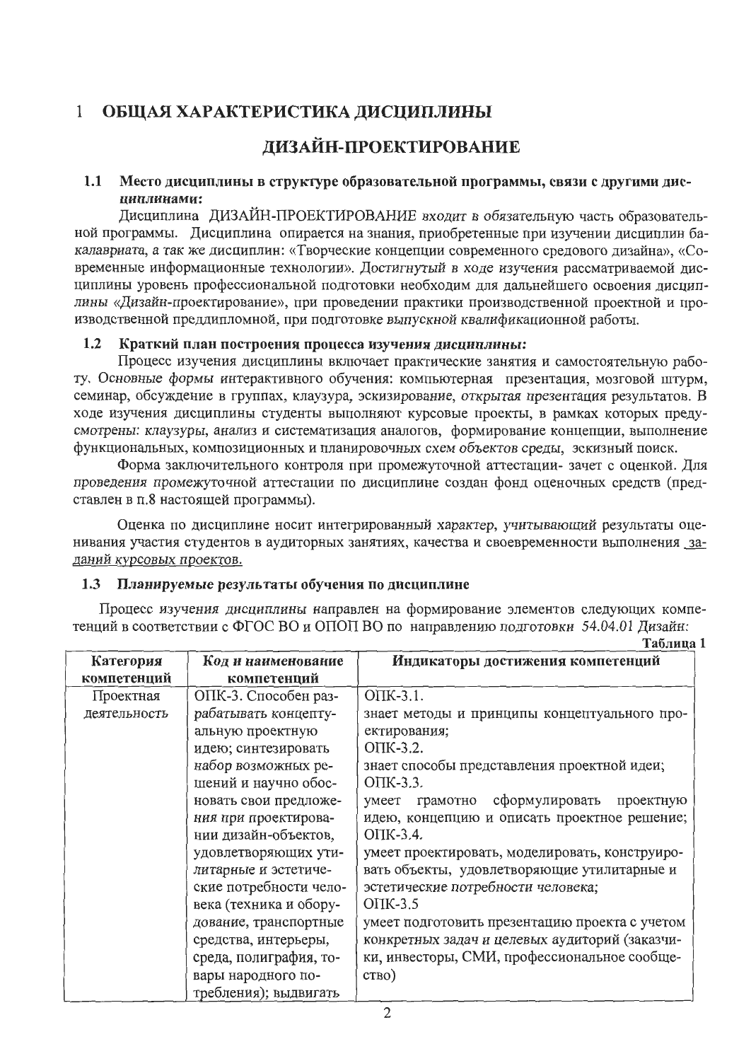# 1 ОБЩАЯ ХАРАКТЕРИСТИКА ДИСЦИПЛИНЫ

# ДИЗАЙН-ПРОЕКТИРОВАНИЕ

### 1.1 Место дисциплины в структуре образовательной программы, связи с другими дисциплинами:

Дисциплина ДИЗАЙН-ПРОЕКТИРОВАНИЕ входит в обязательную часть образовательной программы. Дисциплина опирается на знания, приобретенные при изучении дисциплин бакалавриата, а так же дисциплин: «Творческие концепции современного средового дизайна», «Современные информационные технологии». Достигнутый в ходе изучения рассматриваемой дисциплины уровень профессиональной подготовки необходим для дальнейшего освоения дисциплины «Дизайн-проектирование», при проведении практики производственной проектной и производственной преддипломной, при подготовке выпускной квалификационной работы.

### 1.2 Краткий план построения процесса изучения дисциплины:

Процесс изучения дисциплины включает практические занятия и самостоятельную работу. Основные формы интерактивного обучения: компьютерная презентация, мозговой штурм, семинар, обсуждение в группах, клаузура, эскизирование, открытая презентация результатов. В ходе изучения дисциплины студенты выполняют курсовые проекты, в рамках которых предусмотрены: клаузуры, анализ и систематизация аналогов, формирование концепции, выполнение функциональных, композиционных и планировочных схем объектов среды, эскизный поиск.

Форма заключительного контроля при промежуточной аттестации- зачет с оценкой. Для проведения промежуточной аттестации по дисциплине создан фонд оценочных средств (представлен в п.8 настоящей программы).

Оценка по дисциплине носит интегрированный характер, учитывающий результаты оценивания участия студентов в аудиторных занятиях, качества и своевременности выполнения заданий курсовых проектов.

### 1.3 Планируемые результаты обучения по дисциплине

Процесс изучения дисциплины направлен на формирование элементов следующих компетенций в соответствии с ФГОС ВО и ОПОП ВО по направлению подготовки 54.04.01 Дизайн:

Таблица 1

| Категория компетенций | Код и наименование компетенций | Индикаторы достижения компетенций |
|---|---|---|
| Проектная деятельность | ОПК-3. Способен разрабатывать концептуальную проектную идею; синтезировать набор возможных решений и научно обосновать свои предложения при проектировании дизайн-объектов, удовлетворяющих утилитарные и эстетические потребности человека (техника и оборудование, транспортные средства, интерьеры, среда, полиграфия, товары народного потребления); выдвигать | ОПК-3.1. знает методы и принципы концептуального проектирования; ОПК-3.2. знает способы представления проектной идеи; ОПК-3.3. умеет грамотно сформулировать проектную идею, концепцию и описать проектное решение; ОПК-3.4. умеет проектировать, моделировать, конструировать объекты, удовлетворяющие утилитарные и эстетические потребности человека; ОПК-3.5 умеет подготовить презентацию проекта с учетом конкретных задач и целевых аудиторий (заказчики, инвесторы, СМИ, профессиональное сообщество) |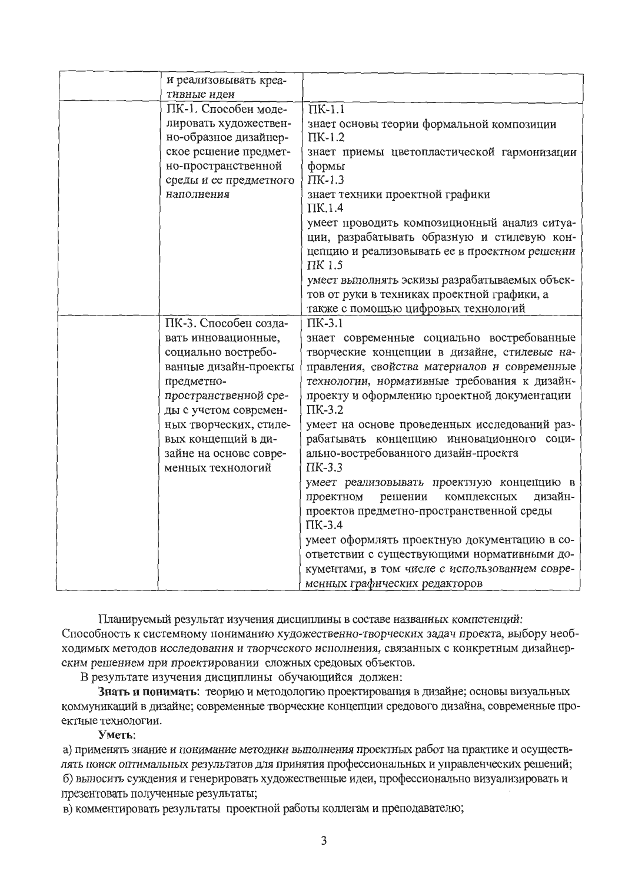|  | и реализовывать креативные идеи |  |
|---|---|---|
|  | ПК-1. Способен моделировать художественно-образное дизайнерское решение предметно-пространственной среды и ее предметного наполнения | ПК-1.1<br>знает основы теории формальной композиции<br>ПК-1.2<br>знает приемы цветопластической гармонизации формы<br>ПК-1.3<br>знает техники проектной графики<br>ПК.1.4<br>умеет проводить композиционный анализ ситуации, разрабатывать образную и стилевую концепцию и реализовывать ее в проектном решении<br>ПК 1.5<br>умеет выполнять эскизы разрабатываемых объектов от руки в техниках проектной графики, а также с помощью цифровых технологий |
|  | ПК-3. Способен создавать инновационные, социально востребованные дизайн-проекты предметно-пространственной среды с учетом современных творческих, стилевых концепций в дизайне на основе современных технологий | ПК-3.1<br>знает современные социально востребованные творческие концепции в дизайне, стилевые направления, свойства материалов и современные технологии, нормативные требования к дизайн-проекту и оформлению проектной документации<br>ПК-3.2<br>умеет на основе проведенных исследований разрабатывать концепцию инновационного социально-востребованного дизайн-проекта<br>ПК-3.3<br>умеет реализовывать проектную концепцию в проектном решении комплексных дизайн-проектов предметно-пространственной среды<br>ПК-3.4<br>умеет оформлять проектную документацию в соответствии с существующими нормативными документами, в том числе с использованием современных графических редакторов |

Планируемый результат изучения дисциплины в составе названных компетенций: Способность к системному пониманию художественно-творческих задач проекта, выбору необходимых методов исследования и творческого исполнения, связанных с конкретным дизайнерским решением при проектировании сложных средовых объектов.

В результате изучения дисциплины обучающийся должен:

**Знать и понимать**: теорию и методологию проектирования в дизайне; основы визуальных коммуникаций в дизайне; современные творческие концепции средового дизайна, современные проектные технологии.

**Уметь**:

а) применять знание и понимание методики выполнения проектных работ на практике и осуществлять поиск оптимальных результатов для принятия профессиональных и управленческих решений;

б) выносить суждения и генерировать художественные идеи, профессионально визуализировать и презентовать полученные результаты;

в) комментировать результаты проектной работы коллегам и преподавателю;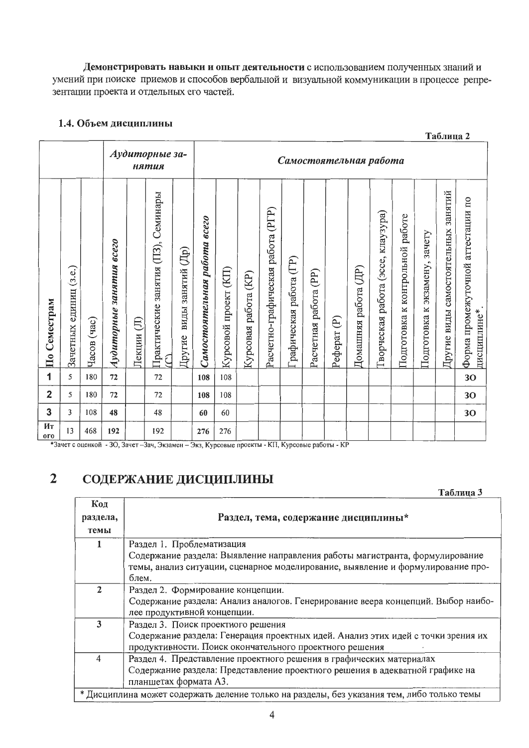**Демонстрировать навыки и опыт деятельности** с использованием полученных знаний и умений при поиске приемов и способов вербальной и визуальной коммуникации в процессе репрезентации проекта и отдельных его частей.

### 1.4. Объем дисциплины

Таблица 2

| | | | *Аудиторные занятия* | | | | *Самостоятельная работа* | | | | | | | | | | | | | |
|---|---|---|---|---|---|---|---|---|---|---|---|---|---|---|---|---|---|---|---|
| По Семестрам | Зачетных единиц (з.е.) | Часов (час) | *Аудиторные занятия всего* | Лекции (Л) | Практические занятия (ПЗ), Семинары (С) | Другие виды занятий (Др) | *Самостоятельная работа всего* | Курсовой проект (КП) | Курсовая работа (КР) | Расчетно-графическая работа (РГР) | Графическая работа (ГР) | Расчетная работа (РР) | Реферат (Р) | Домашняя работа (ДР) | Творческая работа (эссе, клаузура) | Подготовка к контрольной работе | Подготовка к экзамену, зачету | Другие виды самостоятельных занятий | Форма промежуточной аттестации по дисциплине* |
| **1** | 5 | 180 | **72** | | 72 | | **108** | 108 | | | | | | | | | | | **ЗО** |
| **2** | 5 | 180 | **72** | | 72 | | **108** | 108 | | | | | | | | | | | **ЗО** |
| **3** | 3 | 108 | **48** | | 48 | | **60** | 60 | | | | | | | | | | | **ЗО** |
| **Итого** | 13 | 468 | **192** | | 192 | | **276** | 276 | | | | | | | | | | | |

*Зачет с оценкой - ЗО, Зачет –Зач, Экзамен – Экз, Курсовые проекты - КП, Курсовые работы - КР

## 2 СОДЕРЖАНИЕ ДИСЦИПЛИНЫ

Таблица 3

| Код раздела, темы | Раздел, тема, содержание дисциплины* |
|---|---|
| 1 | Раздел 1. Проблематизация<br>Содержание раздела: Выявление направления работы магистранта, формулирование темы, анализ ситуации, сценарное моделирование, выявление и формулирование проблем. |
| 2 | Раздел 2. Формирование концепции.<br>Содержание раздела: Анализ аналогов. Генерирование веера концепций. Выбор наиболее продуктивной концепции. |
| 3 | Раздел 3. Поиск проектного решения<br>Содержание раздела: Генерация проектных идей. Анализ этих идей с точки зрения их продуктивности. Поиск окончательного проектного решения |
| 4 | Раздел 4. Представление проектного решения в графических материалах<br>Содержание раздела: Представление проектного решения в адекватной графике на планшетах формата А3. |

* Дисциплина может содержать деление только на разделы, без указания тем, либо только темы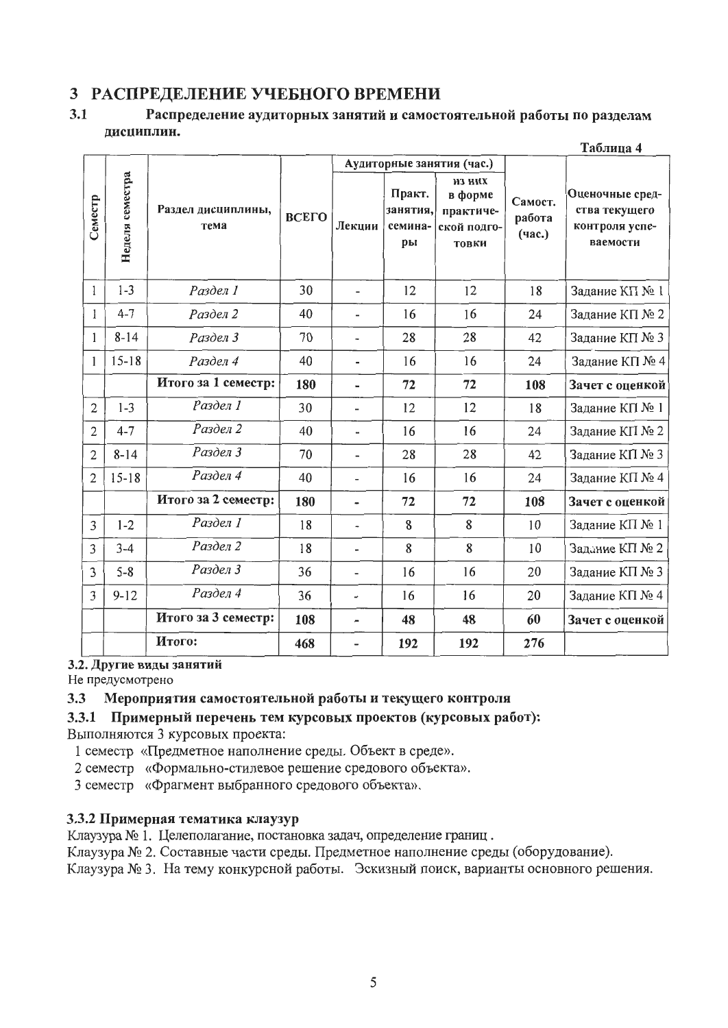# 3 РАСПРЕДЕЛЕНИЕ УЧЕБНОГО ВРЕМЕНИ

## 3.1 Распределение аудиторных занятий и самостоятельной работы по разделам дисциплин.

Таблица 4

| Семестр | Неделя семестра | Раздел дисциплины, тема | ВСЕГО | Аудиторные занятия (час.) | | | Самост. работа (час.) | Оценочные средства текущего контроля успеваемости |
|---|---|---|---|---|---|---|---|---|
| | | | | Лекции | Практ. занятия, семинары | из них в форме практической подготовки | | |
| 1 | 1-3 | *Раздел 1* | 30 | - | 12 | 12 | 18 | Задание КП № 1 |
| 1 | 4-7 | *Раздел 2* | 40 | - | 16 | 16 | 24 | Задание КП № 2 |
| 1 | 8-14 | *Раздел 3* | 70 | - | 28 | 28 | 42 | Задание КП № 3 |
| 1 | 15-18 | *Раздел 4* | 40 | - | 16 | 16 | 24 | Задание КП № 4 |
| | | **Итого за 1 семестр:** | **180** | - | **72** | **72** | **108** | **Зачет с оценкой** |
| 2 | 1-3 | *Раздел 1* | 30 | - | 12 | 12 | 18 | Задание КП № 1 |
| 2 | 4-7 | *Раздел 2* | 40 | - | 16 | 16 | 24 | Задание КП № 2 |
| 2 | 8-14 | *Раздел 3* | 70 | - | 28 | 28 | 42 | Задание КП № 3 |
| 2 | 15-18 | *Раздел 4* | 40 | - | 16 | 16 | 24 | Задание КП № 4 |
| | | **Итого за 2 семестр:** | **180** | - | **72** | **72** | **108** | **Зачет с оценкой** |
| 3 | 1-2 | *Раздел 1* | 18 | - | 8 | 8 | 10 | Задание КП № 1 |
| 3 | 3-4 | *Раздел 2* | 18 | - | 8 | 8 | 10 | Задание КП № 2 |
| 3 | 5-8 | *Раздел 3* | 36 | - | 16 | 16 | 20 | Задание КП № 3 |
| 3 | 9-12 | *Раздел 4* | 36 | - | 16 | 16 | 20 | Задание КП № 4 |
| | | **Итого за 3 семестр:** | **108** | - | **48** | **48** | **60** | **Зачет с оценкой** |
| | | **Итого:** | **468** | - | **192** | **192** | **276** | |

### 3.2. Другие виды занятий

Не предусмотрено

## 3.3 Мероприятия самостоятельной работы и текущего контроля

### 3.3.1 Примерный перечень тем курсовых проектов (курсовых работ):

Выполняются 3 курсовых проекта:

1 семестр «Предметное наполнение среды. Объект в среде».

2 семестр «Формально-стилевое решение средового объекта».

3 семестр «Фрагмент выбранного средового объекта».

### 3.3.2 Примерная тематика клаузур

Клаузура № 1. Целеполагание, постановка задач, определение границ .

Клаузура № 2. Составные части среды. Предметное наполнение среды (оборудование).

Клаузура № 3. На тему конкурсной работы. Эскизный поиск, варианты основного решения.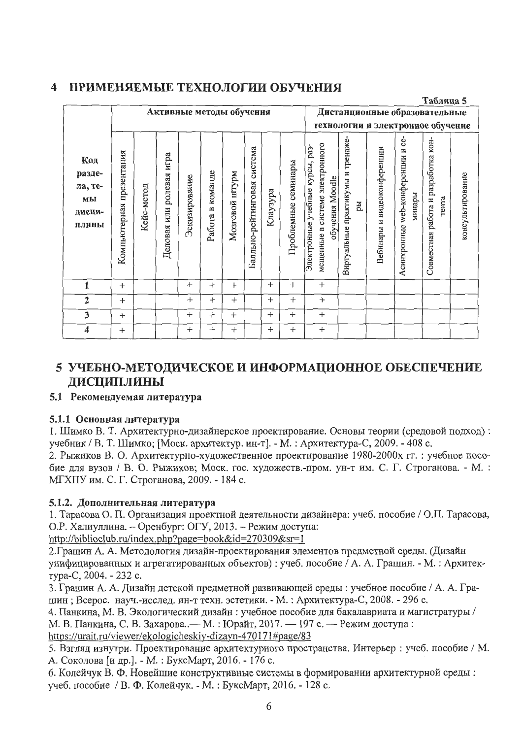# 4 ПРИМЕНЯЕМЫЕ ТЕХНОЛОГИИ ОБУЧЕНИЯ

Таблица 5

| Код раздела, темы дисциплины | Активные методы обучения | | | | | | | | | Дистанционные образовательные технологии и электронное обучение | | | | | |
|---|---|---|---|---|---|---|---|---|---|---|---|---|---|---|---|
| | Компьютерная презентация | Кейс-метод | Деловая или ролевая игра | Эскизирование | Работа в команде | Мозговой штурм | Балльно-рейтинговая система | Клаузура | Проблемные семинары | Электронные учебные курсы, размещенные в системе электронного обучения Moodle | Виртуальные практикумы и тренажеры | Вебинары и видеоконференции | Асинхронные web-конференции и семинары | Совместная работа и разработка контента | консультирование |
| 1 | + | | | + | + | + | | + | + | + | | | | | |
| 2 | + | | | + | + | + | | + | + | + | | | | | |
| 3 | + | | | + | + | + | | + | + | + | | | | | |
| 4 | + | | | + | + | + | | + | + | + | | | | | |

# 5 УЧЕБНО-МЕТОДИЧЕСКОЕ И ИНФОРМАЦИОННОЕ ОБЕСПЕЧЕНИЕ ДИСЦИПЛИНЫ

## 5.1 Рекомендуемая литература

### 5.1.1 Основная литература

1. Шимко В. Т. Архитектурно-дизайнерское проектирование. Основы теории (средовой подход) : учебник / В. Т. Шимко; [Моск. архитектур. ин-т]. - М. : Архитектура-С, 2009. - 408 с.
2. Рыжиков В. О. Архитектурно-художественное проектирование 1980-2000х гг. : учебное пособие для вузов / В. О. Рыжиков; Моск. гос. художеств.-пром. ун-т им. С. Г. Строганова. - М. : МГХПУ им. С. Г. Строганова, 2009. - 184 с.

### 5.1.2. Дополнительная литература

1. Тарасова О. П. Организация проектной деятельности дизайнера: учеб. пособие / О.П. Тарасова, О.Р. Халиуллина. – Оренбург: ОГУ, 2013. – Режим доступа: http://biblioclub.ru/index.php?page=book&id=270309&sr=1
2. Грашин А. А. Методология дизайн-проектирования элементов предметной среды. (Дизайн унифицированных и агрегатированных объектов) : учеб. пособие / А. А. Грашин. - М. : Архитектура-С, 2004. - 232 с.
3. Грашин А. А. Дизайн детской предметной развивающей среды : учебное пособие / А. А. Грашин ; Всерос. науч.-исслед. ин-т техн. эстетики. - М. : Архитектура-С, 2008. - 296 с.
4. Панкина, М. В. Экологический дизайн : учебное пособие для бакалавриата и магистратуры / М. В. Панкина, С. В. Захарова..— М. : Юрайт, 2017. — 197 с. — Режим доступа : https://urait.ru/viewer/ekologicheskiy-dizayn-470171#page/83
5. Взгляд изнутри. Проектирование архитектурного пространства. Интерьер : учеб. пособие / М. А. Соколова [и др.]. - М. : БуксМарт, 2016. - 176 с.
6. Колейчук В. Ф. Новейшие конструктивные системы в формировании архитектурной среды : учеб. пособие / В. Ф. Колейчук. - М. : БуксМарт, 2016. - 128 с.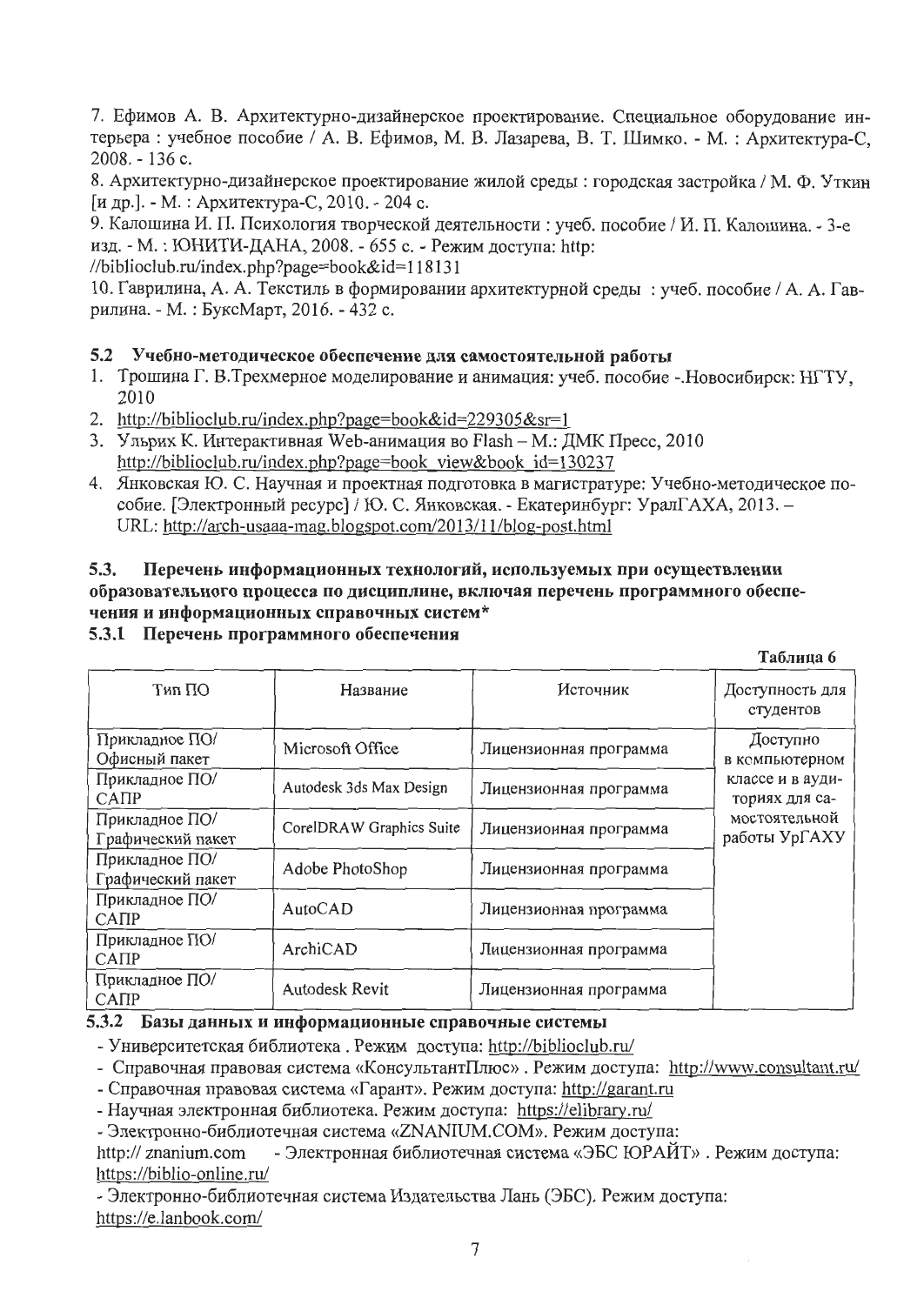7. Ефимов А. В. Архитектурно-дизайнерское проектирование. Специальное оборудование интерьера : учебное пособие / А. В. Ефимов, М. В. Лазарева, В. Т. Шимко. - М. : Архитектура-С, 2008. - 136 с.

8. Архитектурно-дизайнерское проектирование жилой среды : городская застройка / М. Ф. Уткин [и др.]. - М. : Архитектура-С, 2010. - 204 с.

9. Калошина И. П. Психология творческой деятельности : учеб. пособие / И. П. Калошина. - 3-е изд. - М. : ЮНИТИ-ДАНА, 2008. - 655 с. - Режим доступа: http: //biblioclub.ru/index.php?page=book&id=118131

10. Гаврилина, А. А. Текстиль в формировании архитектурной среды : учеб. пособие / А. А. Гаврилина. - М. : БуксМарт, 2016. - 432 с.

### 5.2 Учебно-методическое обеспечение для самостоятельной работы

1. Трошина Г. В.Трехмерное моделирование и анимация: учеб. пособие -.Новосибирск: НГТУ, 2010
2. http://biblioclub.ru/index.php?page=book&id=229305&sr=1
3. Ульрих К. Интерактивная Web-анимация во Flash – М.: ДМК Пресс, 2010 http://biblioclub.ru/index.php?page=book_view&book_id=130237
4. Янковская Ю. С. Научная и проектная подготовка в магистратуре: Учебно-методическое пособие. [Электронный ресурс] / Ю. С. Янковская. - Екатеринбург: УралГАХА, 2013. – URL: http://arch-usaaa-mag.blogspot.com/2013/11/blog-post.html

### 5.3. Перечень информационных технологий, используемых при осуществлении образовательного процесса по дисциплине, включая перечень программного обеспечения и информационных справочных систем*

#### 5.3.1 Перечень программного обеспечения

Таблица 6

| Тип ПО | Название | Источник | Доступность для студентов |
|---|---|---|---|
| Прикладное ПО/ Офисный пакет | Microsoft Office | Лицензионная программа | Доступно в компьютерном классе и в аудиториях для самостоятельной работы УрГАХУ |
| Прикладное ПО/ САПР | Autodesk 3ds Max Design | Лицензионная программа | |
| Прикладное ПО/ Графический пакет | CorelDRAW Graphics Suite | Лицензионная программа | |
| Прикладное ПО/ Графический пакет | Adobe PhotoShop | Лицензионная программа | |
| Прикладное ПО/ САПР | AutoCAD | Лицензионная программа | |
| Прикладное ПО/ САПР | ArchiCAD | Лицензионная программа | |
| Прикладное ПО/ САПР | Autodesk Revit | Лицензионная программа | |

#### 5.3.2 Базы данных и информационные справочные системы

- Университетская библиотека . Режим доступа: http://biblioclub.ru/
- Справочная правовая система «КонсультантПлюс» . Режим доступа: http://www.consultant.ru/
- Справочная правовая система «Гарант». Режим доступа: http://garant.ru
- Научная электронная библиотека. Режим доступа: https://elibrary.ru/
- Электронно-библиотечная система «ZNANIUM.COM». Режим доступа: http:// znanium.com
- Электронная библиотечная система «ЭБС ЮРАЙТ» . Режим доступа: https://biblio-online.ru/
- Электронно-библиотечная система Издательства Лань (ЭБС). Режим доступа: https://e.lanbook.com/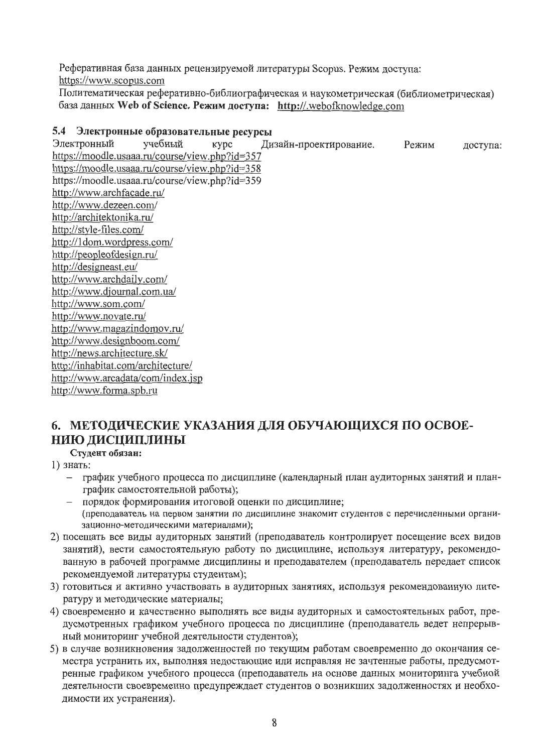Реферативная база данных рецензируемой литературы Scopus. Режим доступа: https://www.scopus.com

Политематическая реферативно-библиографическая и наукометрическая (библиометрическая) база данных **Web of Science. Режим доступа: http://.webofknowledge.com**

### 5.4 Электронные образовательные ресурсы

Электронный учебный курс Дизайн-проектирование. Режим доступа:
https://moodle.usaaa.ru/course/view.php?id=357
https://moodle.usaaa.ru/course/view.php?id=358
https://moodle.usaaa.ru/course/view.php?id=359
http://www.archfacade.ru/
http://www.dezeen.com/
http://architektonika.ru/
http://style-files.com/
http://1dom.wordpress.com/
http://peopleofdesign.ru/
http://designeast.eu/
http://www.archdaily.com/
http://www.djournal.com.ua/
http://www.som.com/
http://www.novate.ru/
http://www.magazindomov.ru/
http://www.designboom.com/
http://news.architecture.sk/
http://inhabitat.com/architecture/
http://www.arcadata/com/index.jsp
http://www.forma.spb.ru

## 6. МЕТОДИЧЕСКИЕ УКАЗАНИЯ ДЛЯ ОБУЧАЮЩИХСЯ ПО ОСВОЕНИЮ ДИСЦИПЛИНЫ

**Студент обязан:**

1) знать:
   - график учебного процесса по дисциплине (календарный план аудиторных занятий и план-график самостоятельной работы);
   - порядок формирования итоговой оценки по дисциплине;
   
   (преподаватель на первом занятии по дисциплине знакомит студентов с перечисленными организационно-методическими материалами);
2) посещать все виды аудиторных занятий (преподаватель контролирует посещение всех видов занятий), вести самостоятельную работу по дисциплине, используя литературу, рекомендованную в рабочей программе дисциплины и преподавателем (преподаватель передает список рекомендуемой литературы студентам);
3) готовиться и активно участвовать в аудиторных занятиях, используя рекомендованную литературу и методические материалы;
4) своевременно и качественно выполнять все виды аудиторных и самостоятельных работ, предусмотренных графиком учебного процесса по дисциплине (преподаватель ведет непрерывный мониторинг учебной деятельности студентов);
5) в случае возникновения задолженностей по текущим работам своевременно до окончания семестра устранить их, выполняя недостающие или исправляя не зачтенные работы, предусмотренные графиком учебного процесса (преподаватель на основе данных мониторинга учебной деятельности своевременно предупреждает студентов о возникших задолженностях и необходимости их устранения).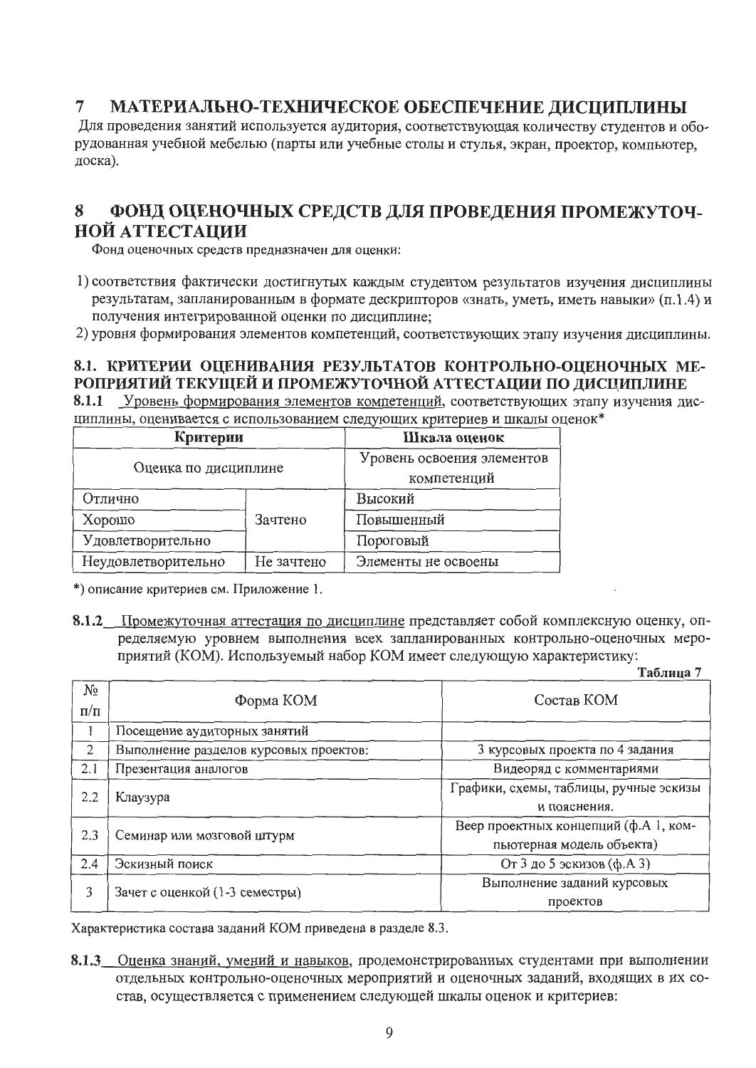# 7 МАТЕРИАЛЬНО-ТЕХНИЧЕСКОЕ ОБЕСПЕЧЕНИЕ ДИСЦИПЛИНЫ

Для проведения занятий используется аудитория, соответствующая количеству студентов и оборудованная учебной мебелью (парты или учебные столы и стулья, экран, проектор, компьютер, доска).

# 8 ФОНД ОЦЕНОЧНЫХ СРЕДСТВ ДЛЯ ПРОВЕДЕНИЯ ПРОМЕЖУТОЧНОЙ АТТЕСТАЦИИ

Фонд оценочных средств предназначен для оценки:

1) соответствия фактически достигнутых каждым студентом результатов изучения дисциплины результатам, запланированным в формате дескрипторов «знать, уметь, иметь навыки» (п.1.4) и получения интегрированной оценки по дисциплине;
2) уровня формирования элементов компетенций, соответствующих этапу изучения дисциплины.

## 8.1. КРИТЕРИИ ОЦЕНИВАНИЯ РЕЗУЛЬТАТОВ КОНТРОЛЬНО-ОЦЕНОЧНЫХ МЕРОПРИЯТИЙ ТЕКУЩЕЙ И ПРОМЕЖУТОЧНОЙ АТТЕСТАЦИИ ПО ДИСЦИПЛИНЕ

**8.1.1** Уровень формирования элементов компетенций, соответствующих этапу изучения дисциплины, оценивается с использованием следующих критериев и шкалы оценок*

| Критерии | | Шкала оценок |
|---|---|---|
| Оценка по дисциплине | | Уровень освоения элементов компетенций |
| Отлично | Зачтено | Высокий |
| Хорошо | | Повышенный |
| Удовлетворительно | | Пороговый |
| Неудовлетворительно | Не зачтено | Элементы не освоены |

*) описание критериев см. Приложение 1.

**8.1.2** Промежуточная аттестация по дисциплине представляет собой комплексную оценку, определяемую уровнем выполнения всех запланированных контрольно-оценочных мероприятий (КОМ). Используемый набор КОМ имеет следующую характеристику:

**Таблица 7**

| № п/п | Форма КОМ | Состав КОМ |
|---|---|---|
| 1 | Посещение аудиторных занятий | |
| 2 | Выполнение разделов курсовых проектов: | 3 курсовых проекта по 4 задания |
| 2.1 | Презентация аналогов | Видеоряд с комментариями |
| 2.2 | Клаузура | Графики, схемы, таблицы, ручные эскизы и пояснения. |
| 2.3 | Семинар или мозговой штурм | Веер проектных концепций (ф.А 1, компьютерная модель объекта) |
| 2.4 | Эскизный поиск | От 3 до 5 эскизов (ф.А 3) |
| 3 | Зачет с оценкой (1-3 семестры) | Выполнение заданий курсовых проектов |

Характеристика состава заданий КОМ приведена в разделе 8.3.

**8.1.3** Оценка знаний, умений и навыков, продемонстрированных студентами при выполнении отдельных контрольно-оценочных мероприятий и оценочных заданий, входящих в их состав, осуществляется с применением следующей шкалы оценок и критериев: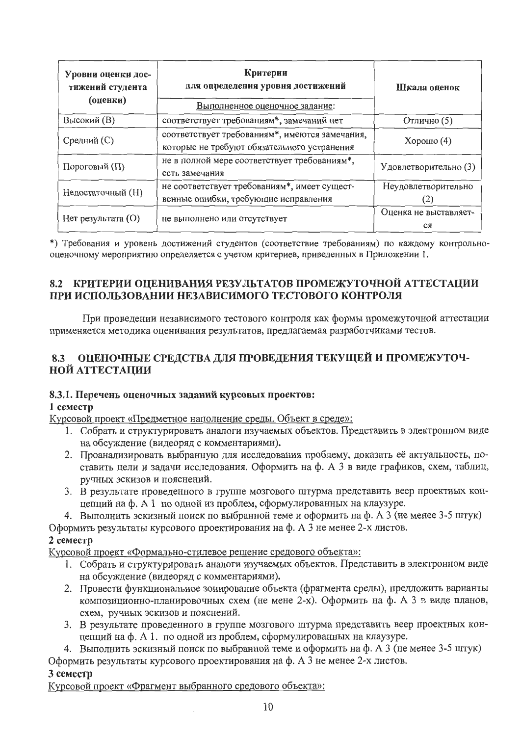| Уровни оценки достижений студента (оценки) | Критерии для определения уровня достижений | Шкала оценок |
|---|---|---|
| | Выполненное оценочное задание: | |
| Высокий (В) | соответствует требованиям*, замечаний нет | Отлично (5) |
| Средний (С) | соответствует требованиям*, имеются замечания, которые не требуют обязательного устранения | Хорошо (4) |
| Пороговый (П) | не в полной мере соответствует требованиям*, есть замечания | Удовлетворительно (3) |
| Недостаточный (Н) | не соответствует требованиям*, имеет существенные ошибки, требующие исправления | Неудовлетворительно (2) |
| Нет результата (О) | не выполнено или отсутствует | Оценка не выставляется |

*) Требования и уровень достижений студентов (соответствие требованиям) по каждому контрольно-оценочному мероприятию определяется с учетом критериев, приведенных в Приложении 1.

## 8.2 КРИТЕРИИ ОЦЕНИВАНИЯ РЕЗУЛЬТАТОВ ПРОМЕЖУТОЧНОЙ АТТЕСТАЦИИ ПРИ ИСПОЛЬЗОВАНИИ НЕЗАВИСИМОГО ТЕСТОВОГО КОНТРОЛЯ

При проведении независимого тестового контроля как формы промежуточной аттестации применяется методика оценивания результатов, предлагаемая разработчиками тестов.

## 8.3 ОЦЕНОЧНЫЕ СРЕДСТВА ДЛЯ ПРОВЕДЕНИЯ ТЕКУЩЕЙ И ПРОМЕЖУТОЧНОЙ АТТЕСТАЦИИ

### 8.3.1. Перечень оценочных заданий курсовых проектов:

**1 семестр**

Курсовой проект «Предметное наполнение среды. Объект в среде»:

1. Собрать и структурировать аналоги изучаемых объектов. Представить в электронном виде на обсуждение (видеоряд с комментариями).
2. Проанализировать выбранную для исследования проблему, доказать её актуальность, поставить цели и задачи исследования. Оформить на ф. А 3 в виде графиков, схем, таблиц, ручных эскизов и пояснений.
3. В результате проведенного в группе мозгового штурма представить веер проектных концепций на ф. А 1 по одной из проблем, сформулированных на клаузуре.
4. Выполнить эскизный поиск по выбранной теме и оформить на ф. А 3 (не менее 3-5 штук)

Оформить результаты курсового проектирования на ф. А 3 не менее 2-х листов.

**2 семестр**

Курсовой проект «Формально-стилевое решение средового объекта»:

1. Собрать и структурировать аналоги изучаемых объектов. Представить в электронном виде на обсуждение (видеоряд с комментариями).
2. Провести функциональное зонирование объекта (фрагмента среды), предложить варианты композиционно-планировочных схем (не мене 2-х). Оформить на ф. А 3 в виде планов, схем, ручных эскизов и пояснений.
3. В результате проведенного в группе мозгового штурма представить веер проектных концепций на ф. А 1. по одной из проблем, сформулированных на клаузуре.
4. Выполнить эскизный поиск по выбранной теме и оформить на ф. А 3 (не менее 3-5 штук)

Оформить результаты курсового проектирования на ф. А 3 не менее 2-х листов.

**3 семестр**

Курсовой проект «Фрагмент выбранного средового объекта»: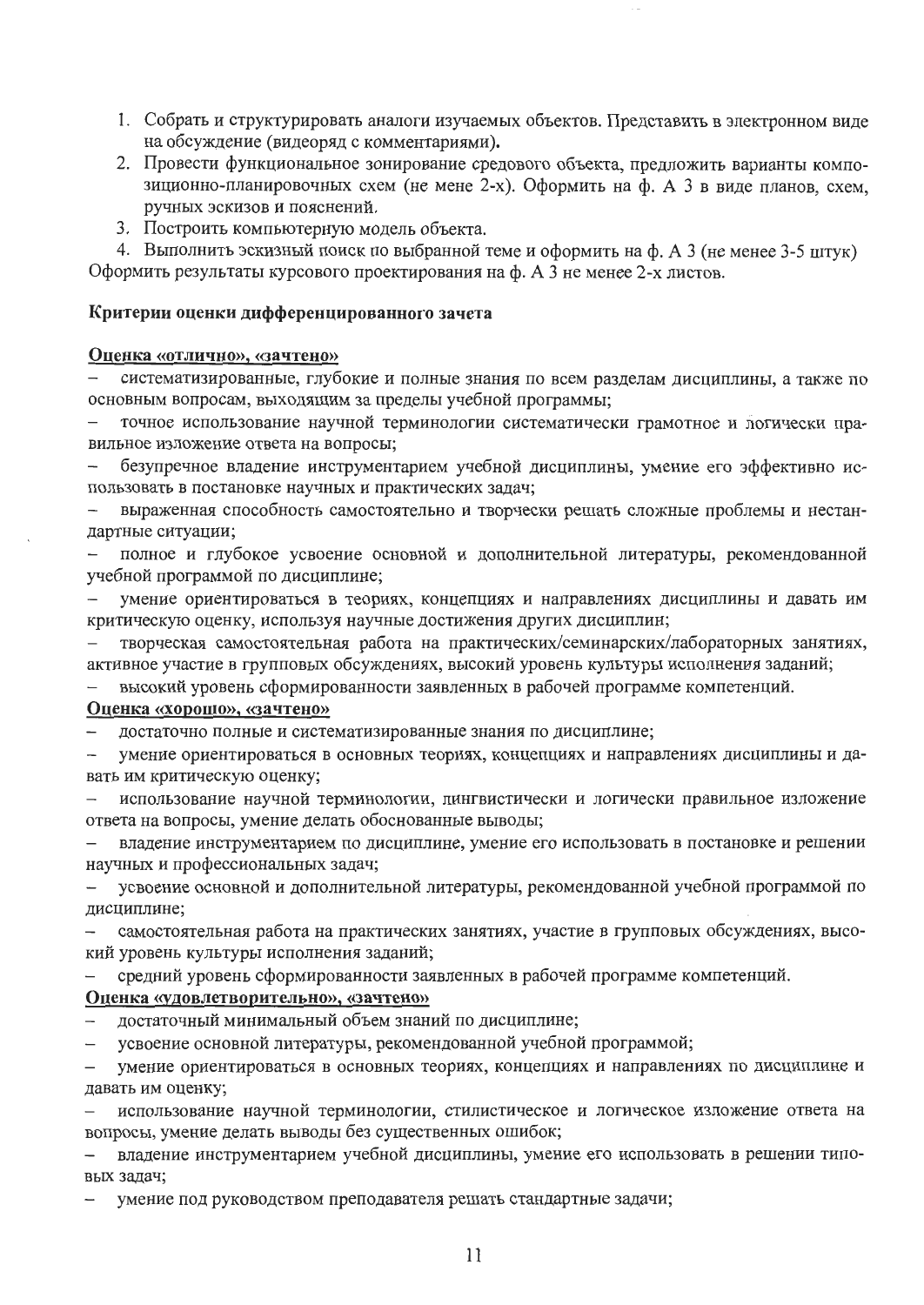1. Собрать и структурировать аналоги изучаемых объектов. Представить в электронном виде на обсуждение (видеоряд с комментариями).
2. Провести функциональное зонирование средового объекта, предложить варианты композиционно-планировочных схем (не мене 2-х). Оформить на ф. А 3 в виде планов, схем, ручных эскизов и пояснений.
3. Построить компьютерную модель объекта.
4. Выполнить эскизный поиск по выбранной теме и оформить на ф. А 3 (не менее 3-5 штук)

Оформить результаты курсового проектирования на ф. А 3 не менее 2-х листов.

**Критерии оценки дифференцированного зачета**

**Оценка «отлично», «зачтено»**

- систематизированные, глубокие и полные знания по всем разделам дисциплины, а также по основным вопросам, выходящим за пределы учебной программы;
- точное использование научной терминологии систематически грамотное и логически правильное изложение ответа на вопросы;
- безупречное владение инструментарием учебной дисциплины, умение его эффективно использовать в постановке научных и практических задач;
- выраженная способность самостоятельно и творчески решать сложные проблемы и нестандартные ситуации;
- полное и глубокое усвоение основной и дополнительной литературы, рекомендованной учебной программой по дисциплине;
- умение ориентироваться в теориях, концепциях и направлениях дисциплины и давать им критическую оценку, используя научные достижения других дисциплин;
- творческая самостоятельная работа на практических/семинарских/лабораторных занятиях, активное участие в групповых обсуждениях, высокий уровень культуры исполнения заданий;
- высокий уровень сформированности заявленных в рабочей программе компетенций.

**Оценка «хорошо», «зачтено»**

- достаточно полные и систематизированные знания по дисциплине;
- умение ориентироваться в основных теориях, концепциях и направлениях дисциплины и давать им критическую оценку;
- использование научной терминологии, лингвистически и логически правильное изложение ответа на вопросы, умение делать обоснованные выводы;
- владение инструментарием по дисциплине, умение его использовать в постановке и решении научных и профессиональных задач;
- усвоение основной и дополнительной литературы, рекомендованной учебной программой по дисциплине;
- самостоятельная работа на практических занятиях, участие в групповых обсуждениях, высокий уровень культуры исполнения заданий;
- средний уровень сформированности заявленных в рабочей программе компетенций.

**Оценка «удовлетворительно», «зачтено»**

- достаточный минимальный объем знаний по дисциплине;
- усвоение основной литературы, рекомендованной учебной программой;
- умение ориентироваться в основных теориях, концепциях и направлениях по дисциплине и давать им оценку;
- использование научной терминологии, стилистическое и логическое изложение ответа на вопросы, умение делать выводы без существенных ошибок;
- владение инструментарием учебной дисциплины, умение его использовать в решении типовых задач;
- умение под руководством преподавателя решать стандартные задачи;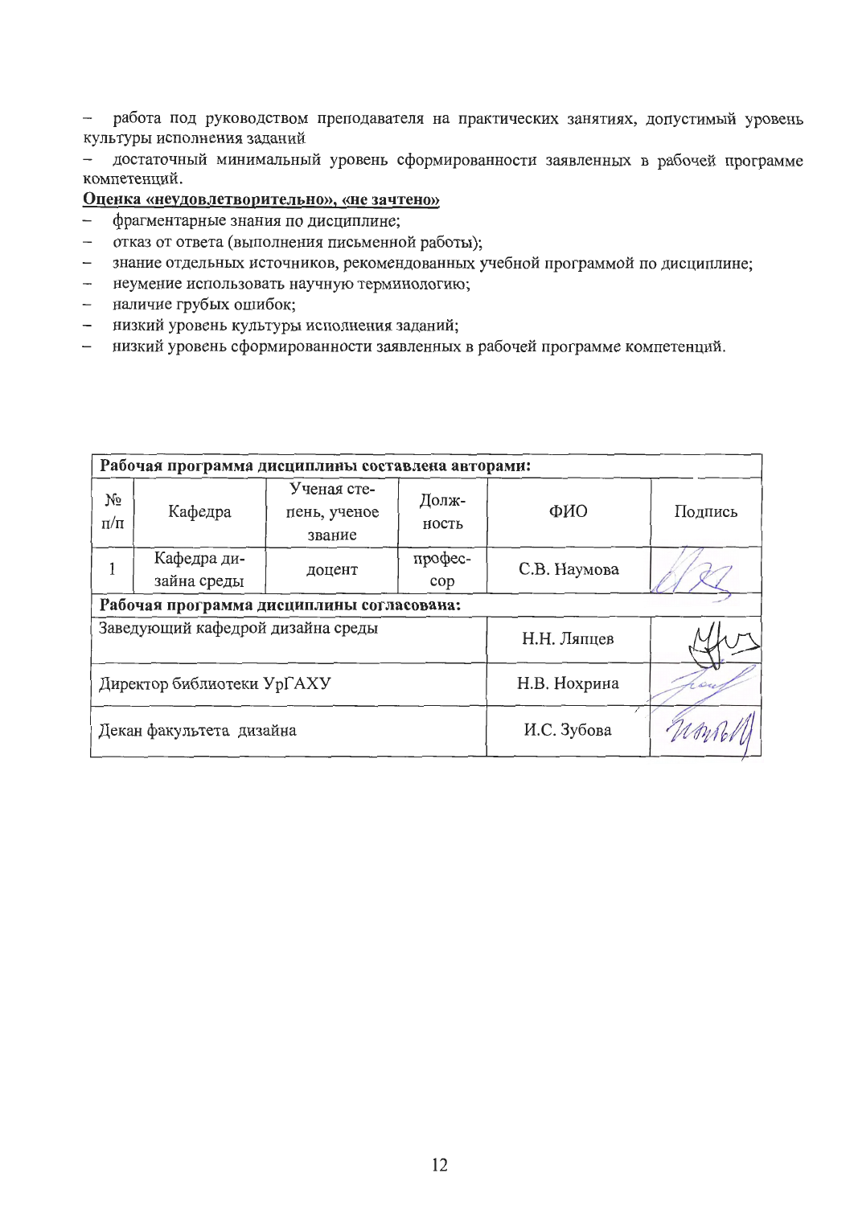– работа под руководством преподавателя на практических занятиях, допустимый уровень культуры исполнения заданий

– достаточный минимальный уровень сформированности заявленных в рабочей программе компетенций.

**Оценка «неудовлетворительно», «не зачтено»**

- фрагментарные знания по дисциплине;
- отказ от ответа (выполнения письменной работы);
- знание отдельных источников, рекомендованных учебной программой по дисциплине;
- неумение использовать научную терминологию;
- наличие грубых ошибок;
- низкий уровень культуры исполнения заданий;
- низкий уровень сформированности заявленных в рабочей программе компетенций.

| **Рабочая программа дисциплины составлена авторами:** | | | | | |
|---|---|---|---|---|---|
| № п/п | Кафедра | Ученая степень, ученое звание | Должность | ФИО | Подпись |
| 1 | Кафедра дизайна среды | доцент | профессор | С.В. Наумова | |
| **Рабочая программа дисциплины согласована:** | | | | | |
| Заведующий кафедрой дизайна среды | | | | Н.Н. Ляпцев | |
| Директор библиотеки УрГАХУ | | | | Н.В. Нохрина | |
| Декан факультета дизайна | | | | И.С. Зубова | |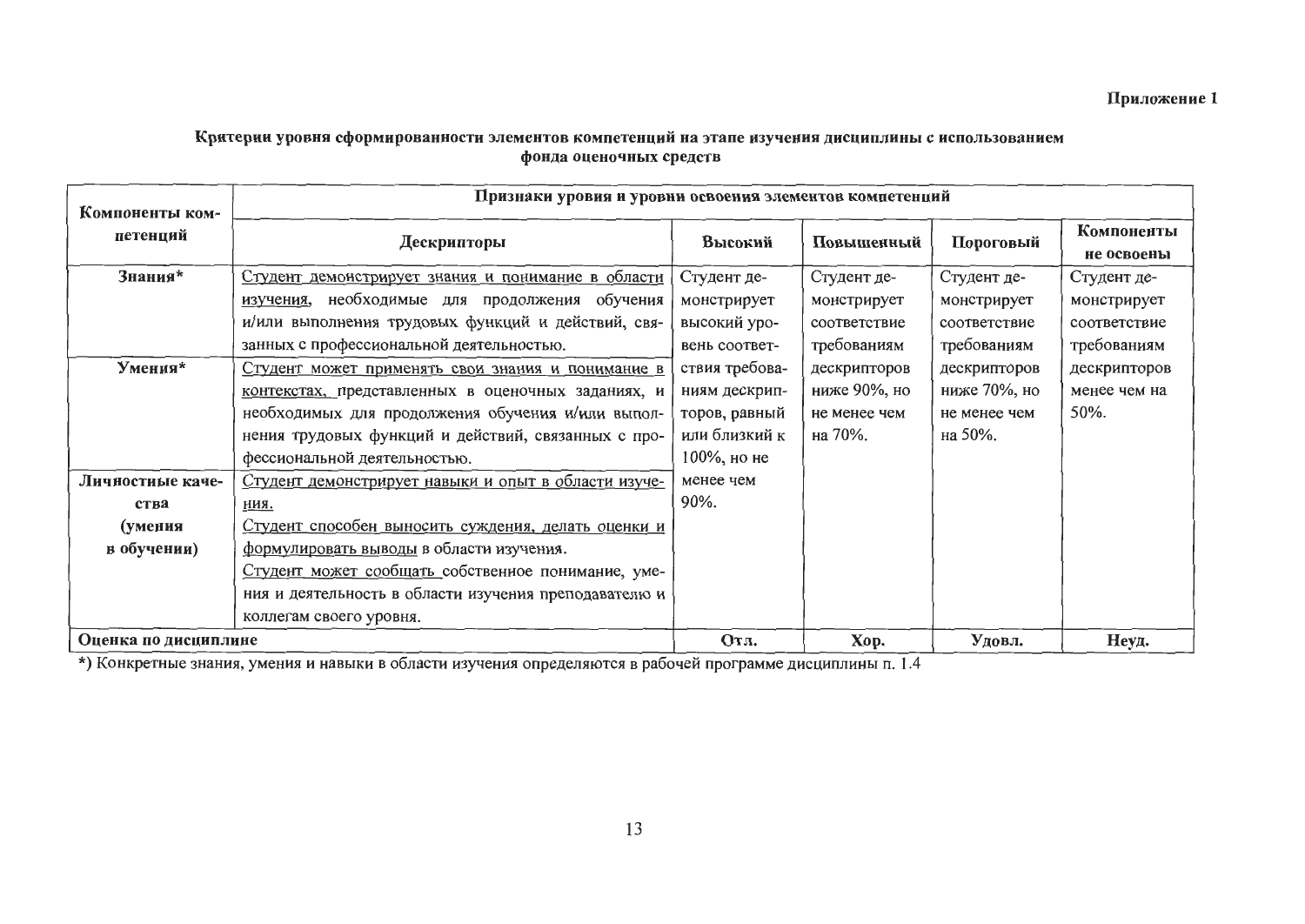**Приложение 1**

**Критерии уровня сформированности элементов компетенций на этапе изучения дисциплины с использованием фонда оценочных средств**

| Компоненты компетенций | Признаки уровня и уровни освоения элементов компетенций | | | | |
|---|---|---|---|---|---|
| | **Дескрипторы** | **Высокий** | **Повышенный** | **Пороговый** | **Компоненты не освоены** |
| **Знания*** | Студент демонстрирует знания и понимание в области изучения, необходимые для продолжения обучения и/или выполнения трудовых функций и действий, связанных с профессиональной деятельностью. | Студент демонстрирует высокий уровень соответствия требованиям дескрипторов, равный или близкий к 100%, но не менее чем 90%. | Студент демонстрирует соответствие требованиям дескрипторов ниже 90%, но не менее чем на 70%. | Студент демонстрирует соответствие требованиям дескрипторов ниже 70%, но не менее чем на 50%. | Студент демонстрирует соответствие требованиям дескрипторов менее чем на 50%. |
| **Умения*** | Студент может применять свои знания и понимание в контекстах, представленных в оценочных заданиях, и необходимых для продолжения обучения и/или выполнения трудовых функций и действий, связанных с профессиональной деятельностью. | | | | |
| **Личностные качества (умения в обучении)** | Студент демонстрирует навыки и опыт в области изучения. Студент способен выносить суждения, делать оценки и формулировать выводы в области изучения. Студент может сообщать собственное понимание, умения и деятельность в области изучения преподавателю и коллегам своего уровня. | | | | |
| **Оценка по дисциплине** | | **Отл.** | **Хор.** | **Удовл.** | **Неуд.** |

*) Конкретные знания, умения и навыки в области изучения определяются в рабочей программе дисциплины п. 1.4